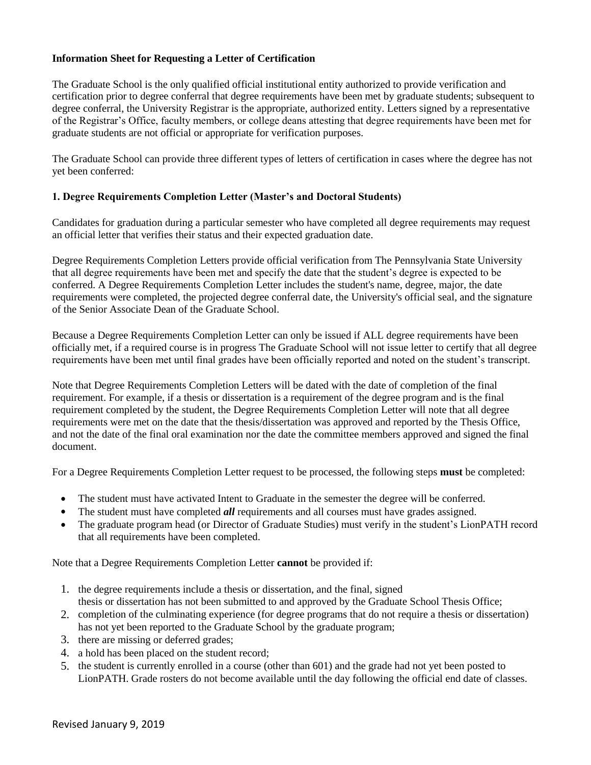**Information Sheet for Requesting a Letter of Certification**

The Graduate School is the only qualified official institutional entity authorized to provide verification and certification prior to degree conferral that degree requirements have been met by graduate students; subsequent to degree conferral, the University Registrar is the appropriate, authorized entity. Letters signed by a representative of the Registrar's Office, faculty members, or college deans attesting that degree requirements have been met for graduate students are not official or appropriate for verification purposes.

The Graduate School can provide three different types of letters of certification in cases where the degree has not yet been conferred:

**1. Degree Requirements Completion Letter (Master's and Doctoral Students)**

Candidates for graduation during a particular semester who have completed all degree requirements may request an official letter that verifies their status and their expected graduation date.

Degree Requirements Completion Letters provide official verification from The Pennsylvania State University that all degree requirements have been met and specify the date that the student's degree is expected to be conferred. A Degree Requirements Completion Letter includes the student's name, degree, major, the date requirements were completed, the projected degree conferral date, the University's official seal, and the signature of the Senior Associate Dean of the Graduate School.

Because a Degree Requirements Completion Letter can only be issued if ALL degree requirements have been officially met, if a required course is in progress The Graduate School will not issue letter to certify that all degree requirements have been met until final grades have been officially reported and noted on the student's transcript.

Note that Degree Requirements Completion Letters will be dated with the date of completion of the final requirement. For example, if a thesis or dissertation is a requirement of the degree program and is the final requirement completed by the student, the Degree Requirements Completion Letter will note that all degree requirements were met on the date that the thesis/dissertation was approved and reported by the Thesis Office, and not the date of the final oral examination nor the date the committee members approved and signed the final document.

For a Degree Requirements Completion Letter request to be processed, the following steps **must** be completed:

- The student must have activated Intent to Graduate in the semester the degree will be conferred.
- The student must have completed ***all*** requirements and all courses must have grades assigned.
- The graduate program head (or Director of Graduate Studies) must verify in the student's LionPATH record that all requirements have been completed.

Note that a Degree Requirements Completion Letter **cannot** be provided if:

1. the degree requirements include a thesis or dissertation, and the final, signed thesis or dissertation has not been submitted to and approved by the Graduate School Thesis Office;
2. completion of the culminating experience (for degree programs that do not require a thesis or dissertation) has not yet been reported to the Graduate School by the graduate program;
3. there are missing or deferred grades;
4. a hold has been placed on the student record;
5. the student is currently enrolled in a course (other than 601) and the grade had not yet been posted to LionPATH. Grade rosters do not become available until the day following the official end date of classes.

Revised January 9, 2019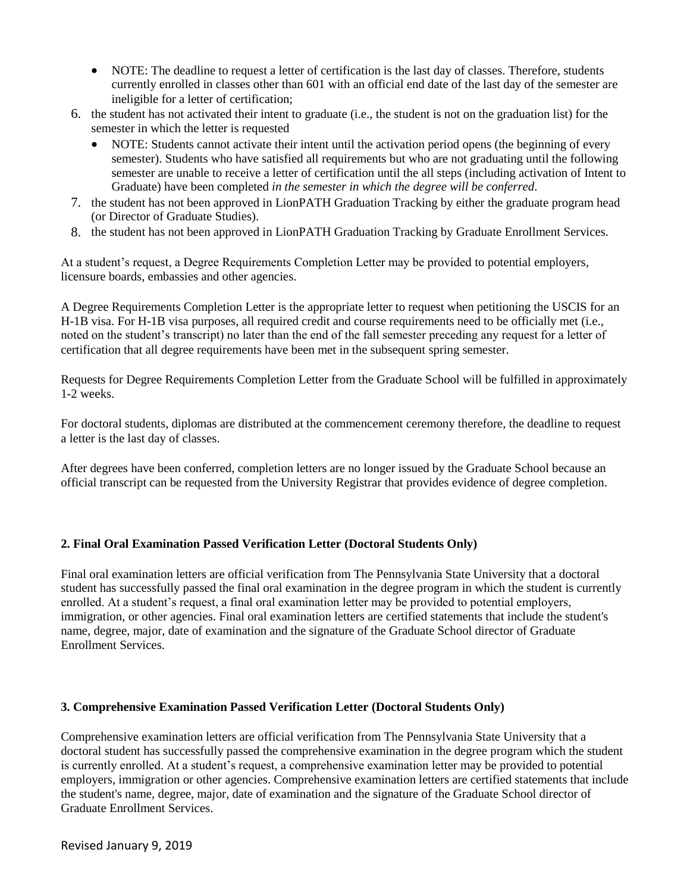- NOTE: The deadline to request a letter of certification is the last day of classes. Therefore, students currently enrolled in classes other than 601 with an official end date of the last day of the semester are ineligible for a letter of certification;

6. the student has not activated their intent to graduate (i.e., the student is not on the graduation list) for the semester in which the letter is requested
   - NOTE: Students cannot activate their intent until the activation period opens (the beginning of every semester). Students who have satisfied all requirements but who are not graduating until the following semester are unable to receive a letter of certification until the all steps (including activation of Intent to Graduate) have been completed *in the semester in which the degree will be conferred*.
7. the student has not been approved in LionPATH Graduation Tracking by either the graduate program head (or Director of Graduate Studies).
8. the student has not been approved in LionPATH Graduation Tracking by Graduate Enrollment Services.

At a student's request, a Degree Requirements Completion Letter may be provided to potential employers, licensure boards, embassies and other agencies.

A Degree Requirements Completion Letter is the appropriate letter to request when petitioning the USCIS for an H-1B visa. For H-1B visa purposes, all required credit and course requirements need to be officially met (i.e., noted on the student's transcript) no later than the end of the fall semester preceding any request for a letter of certification that all degree requirements have been met in the subsequent spring semester.

Requests for Degree Requirements Completion Letter from the Graduate School will be fulfilled in approximately 1-2 weeks.

For doctoral students, diplomas are distributed at the commencement ceremony therefore, the deadline to request a letter is the last day of classes.

After degrees have been conferred, completion letters are no longer issued by the Graduate School because an official transcript can be requested from the University Registrar that provides evidence of degree completion.

### 2. Final Oral Examination Passed Verification Letter (Doctoral Students Only)

Final oral examination letters are official verification from The Pennsylvania State University that a doctoral student has successfully passed the final oral examination in the degree program in which the student is currently enrolled. At a student's request, a final oral examination letter may be provided to potential employers, immigration, or other agencies. Final oral examination letters are certified statements that include the student's name, degree, major, date of examination and the signature of the Graduate School director of Graduate Enrollment Services.

### 3. Comprehensive Examination Passed Verification Letter (Doctoral Students Only)

Comprehensive examination letters are official verification from The Pennsylvania State University that a doctoral student has successfully passed the comprehensive examination in the degree program which the student is currently enrolled. At a student's request, a comprehensive examination letter may be provided to potential employers, immigration or other agencies. Comprehensive examination letters are certified statements that include the student's name, degree, major, date of examination and the signature of the Graduate School director of Graduate Enrollment Services.

Revised January 9, 2019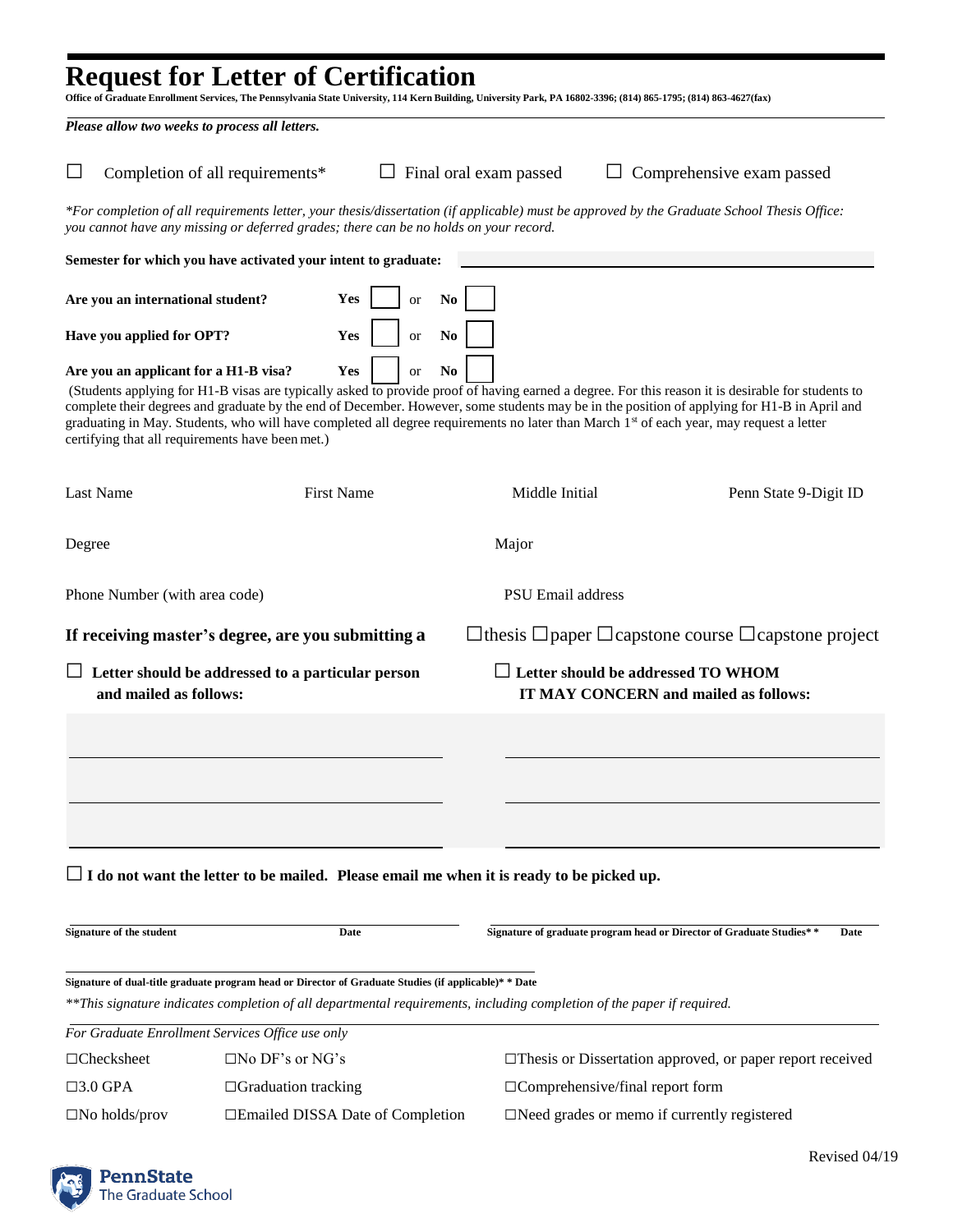# Request for Letter of Certification

**Office of Graduate Enrollment Services, The Pennsylvania State University, 114 Kern Building, University Park, PA 16802-3396; (814) 865-1795; (814) 863-4627(fax)**

***Please allow two weeks to process all letters.***

☐ Completion of all requirements* ☐ Final oral exam passed ☐ Comprehensive exam passed

*\*For completion of all requirements letter, your thesis/dissertation (if applicable) must be approved by the Graduate School Thesis Office: you cannot have any missing or deferred grades; there can be no holds on your record.*

**Semester for which you have activated your intent to graduate:** ____________________

**Are you an international student?** **Yes** ☐ or **No** ☐

**Have you applied for OPT?** **Yes** ☐ or **No** ☐

**Are you an applicant for a H1-B visa?** **Yes** ☐ or **No** ☐

(Students applying for H1-B visas are typically asked to provide proof of having earned a degree. For this reason it is desirable for students to complete their degrees and graduate by the end of December. However, some students may be in the position of applying for H1-B in April and graduating in May. Students, who will have completed all degree requirements no later than March 1st of each year, may request a letter certifying that all requirements have been met.)

Last Name First Name Middle Initial Penn State 9-Digit ID

Degree Major

Phone Number (with area code) PSU Email address

**If receiving master's degree, are you submitting a** ☐thesis ☐paper ☐capstone course ☐capstone project

☐ **Letter should be addressed to a particular person and mailed as follows:**

☐ **Letter should be addressed TO WHOM IT MAY CONCERN and mailed as follows:**

☐ **I do not want the letter to be mailed. Please email me when it is ready to be picked up.**

**Signature of the student** **Date**

**Signature of graduate program head or Director of Graduate Studies\*\*** **Date**

**Signature of dual-title graduate program head or Director of Graduate Studies (if applicable)\*\* Date**

*\*\*This signature indicates completion of all departmental requirements, including completion of the paper if required.*

*For Graduate Enrollment Services Office use only*

| | | |
|---|---|---|
| ☐Checksheet | ☐No DF's or NG's | ☐Thesis or Dissertation approved, or paper report received |
| ☐3.0 GPA | ☐Graduation tracking | ☐Comprehensive/final report form |
| ☐No holds/prov | ☐Emailed DISSA Date of Completion | ☐Need grades or memo if currently registered |

Revised 04/19

PennState
The Graduate School